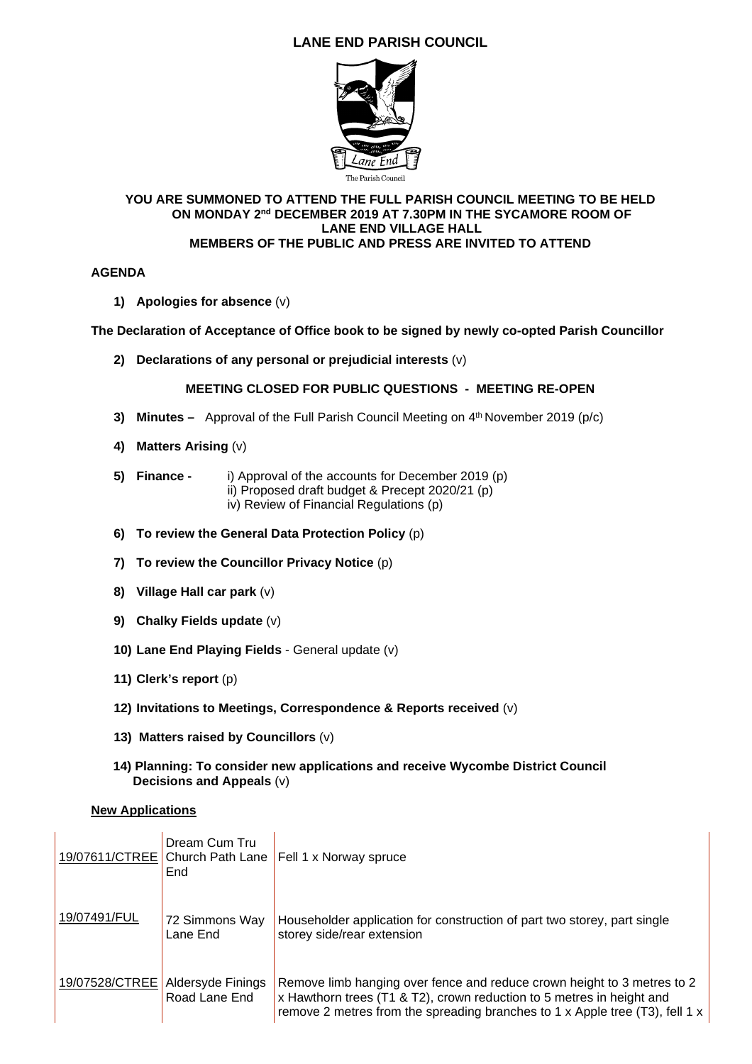# LANE END PARISH COUNCIL

The Parish Council

**YOU ARE SUMMONED TO ATTEND THE FULL PARISH COUNCIL MEETING TO BE HELD ON MONDAY 2nd DECEMBER 2019 AT 7.30PM IN THE SYCAMORE ROOM OF LANE END VILLAGE HALL**
**MEMBERS OF THE PUBLIC AND PRESS ARE INVITED TO ATTEND**

## AGENDA

1) **Apologies for absence** (v)

**The Declaration of Acceptance of Office book to be signed by newly co-opted Parish Councillor**

2) **Declarations of any personal or prejudicial interests** (v)

**MEETING CLOSED FOR PUBLIC QUESTIONS - MEETING RE-OPEN**

3) **Minutes –** Approval of the Full Parish Council Meeting on 4th November 2019 (p/c)

4) **Matters Arising** (v)

5) **Finance -** i) Approval of the accounts for December 2019 (p)
   ii) Proposed draft budget & Precept 2020/21 (p)
   iv) Review of Financial Regulations (p)

6) **To review the General Data Protection Policy** (p)

7) **To review the Councillor Privacy Notice** (p)

8) **Village Hall car park** (v)

9) **Chalky Fields update** (v)

10) **Lane End Playing Fields** - General update (v)

11) **Clerk's report** (p)

12) **Invitations to Meetings, Correspondence & Reports received** (v)

13) **Matters raised by Councillors** (v)

14) **Planning: To consider new applications and receive Wycombe District Council Decisions and Appeals** (v)

**New Applications**

| | | |
|---|---|---|
| 19/07611/CTREE | Dream Cum Tru Church Path Lane End | Fell 1 x Norway spruce |
| 19/07491/FUL | 72 Simmons Way Lane End | Householder application for construction of part two storey, part single storey side/rear extension |
| 19/07528/CTREE | Aldersyde Finings Road Lane End | Remove limb hanging over fence and reduce crown height to 3 metres to 2 x Hawthorn trees (T1 & T2), crown reduction to 5 metres in height and remove 2 metres from the spreading branches to 1 x Apple tree (T3), fell 1 x |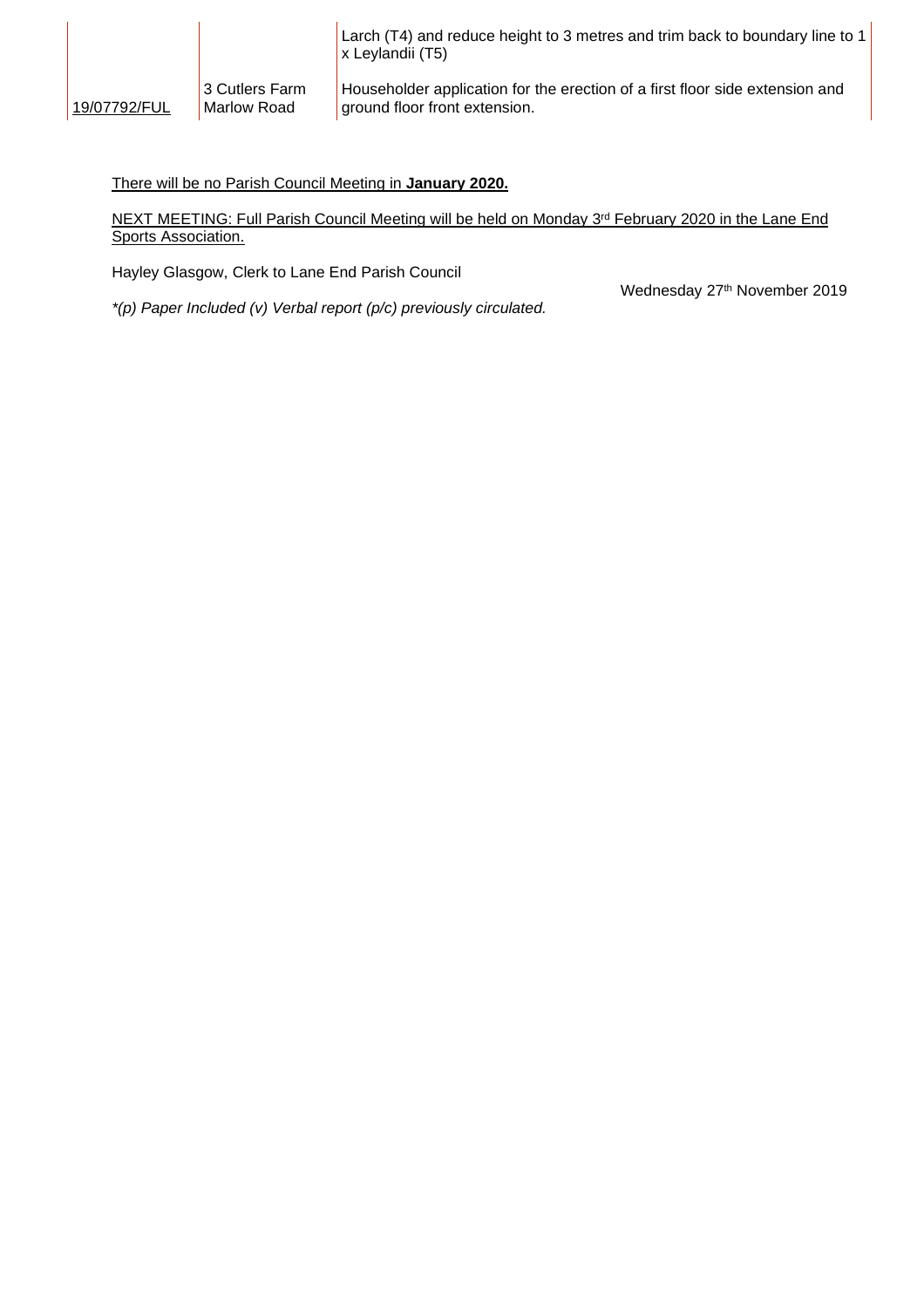| | | |
|---|---|---|
| | | Larch (T4) and reduce height to 3 metres and trim back to boundary line to 1 x Leylandii (T5) |
| 19/07792/FUL | 3 Cutlers Farm Marlow Road | Householder application for the erection of a first floor side extension and ground floor front extension. |

There will be no Parish Council Meeting in **January 2020.**

NEXT MEETING: Full Parish Council Meeting will be held on Monday 3rd February 2020 in the Lane End Sports Association.

Hayley Glasgow, Clerk to Lane End Parish Council

Wednesday 27th November 2019

*\*(p) Paper Included (v) Verbal report (p/c) previously circulated.*